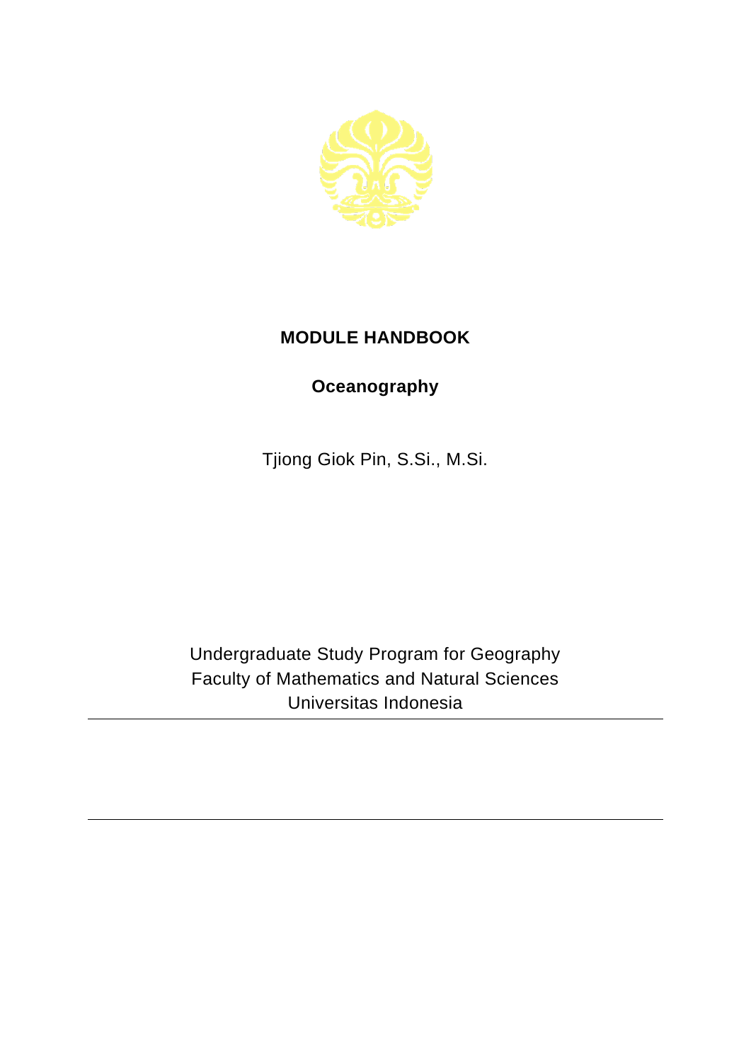# MODULE HANDBOOK

## Oceanography

Tjiong Giok Pin, S.Si., M.Si.

Undergraduate Study Program for Geography
Faculty of Mathematics and Natural Sciences
Universitas Indonesia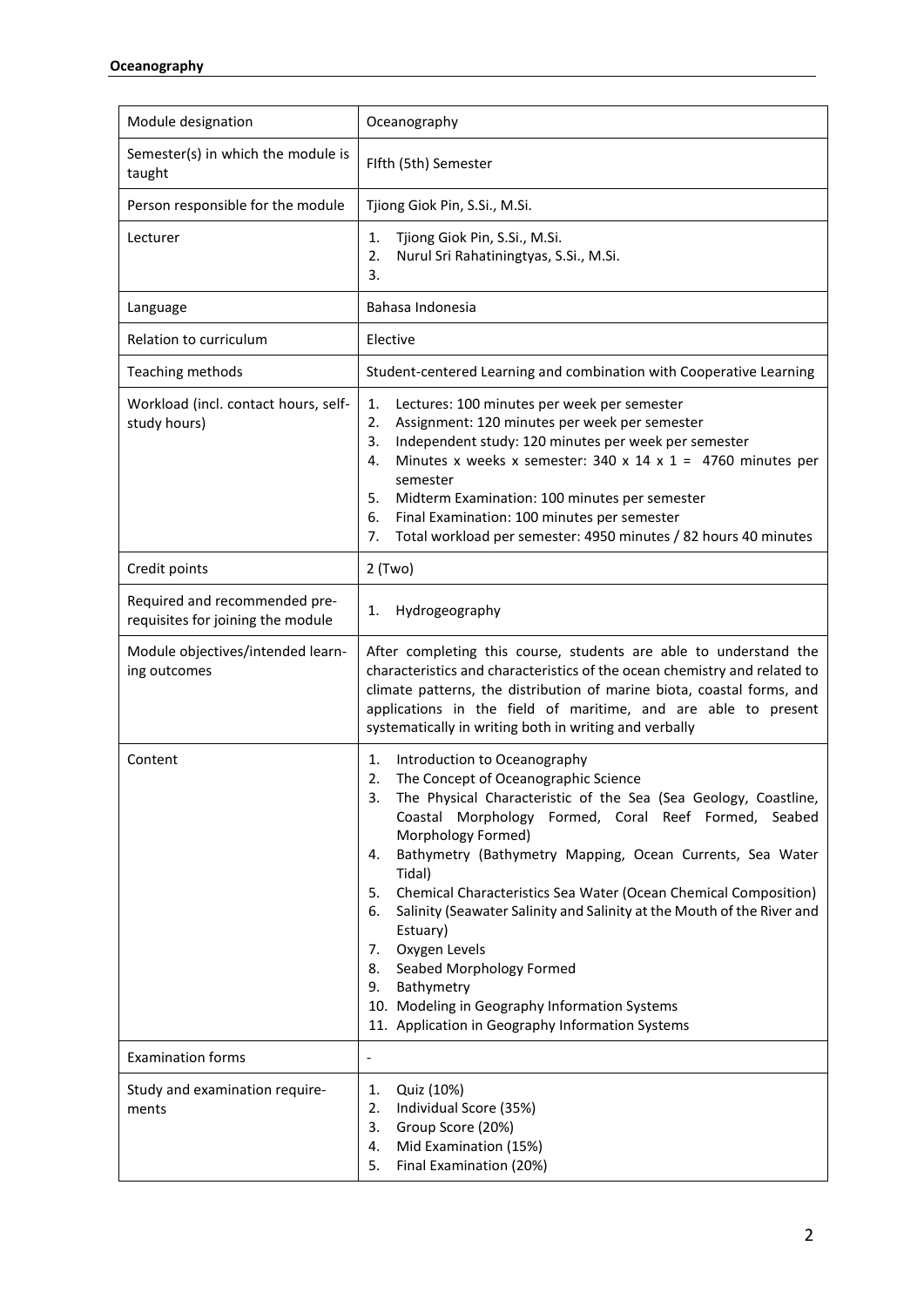**Oceanography**

| Module designation | Oceanography |
|---|---|
| Semester(s) in which the module is taught | FIfth (5th) Semester |
| Person responsible for the module | Tjiong Giok Pin, S.Si., M.Si. |
| Lecturer | 1. Tjiong Giok Pin, S.Si., M.Si.<br>2. Nurul Sri Rahatiningtyas, S.Si., M.Si.<br>3. |
| Language | Bahasa Indonesia |
| Relation to curriculum | Elective |
| Teaching methods | Student-centered Learning and combination with Cooperative Learning |
| Workload (incl. contact hours, self-study hours) | 1. Lectures: 100 minutes per week per semester<br>2. Assignment: 120 minutes per week per semester<br>3. Independent study: 120 minutes per week per semester<br>4. Minutes x weeks x semester: 340 x 14 x 1 = 4760 minutes per semester<br>5. Midterm Examination: 100 minutes per semester<br>6. Final Examination: 100 minutes per semester<br>7. Total workload per semester: 4950 minutes / 82 hours 40 minutes |
| Credit points | 2 (Two) |
| Required and recommended pre-requisites for joining the module | 1. Hydrogeography |
| Module objectives/intended learning outcomes | After completing this course, students are able to understand the characteristics and characteristics of the ocean chemistry and related to climate patterns, the distribution of marine biota, coastal forms, and applications in the field of maritime, and are able to present systematically in writing both in writing and verbally |
| Content | 1. Introduction to Oceanography<br>2. The Concept of Oceanographic Science<br>3. The Physical Characteristic of the Sea (Sea Geology, Coastline, Coastal Morphology Formed, Coral Reef Formed, Seabed Morphology Formed)<br>4. Bathymetry (Bathymetry Mapping, Ocean Currents, Sea Water Tidal)<br>5. Chemical Characteristics Sea Water (Ocean Chemical Composition)<br>6. Salinity (Seawater Salinity and Salinity at the Mouth of the River and Estuary)<br>7. Oxygen Levels<br>8. Seabed Morphology Formed<br>9. Bathymetry<br>10. Modeling in Geography Information Systems<br>11. Application in Geography Information Systems |
| Examination forms | - |
| Study and examination requirements | 1. Quiz (10%)<br>2. Individual Score (35%)<br>3. Group Score (20%)<br>4. Mid Examination (15%)<br>5. Final Examination (20%) |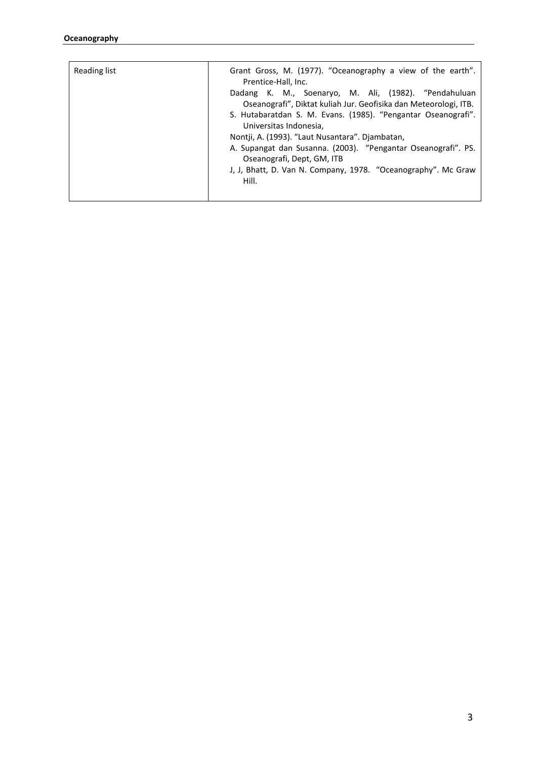| | |
|---|---|
| Reading list | Grant Gross, M. (1977). "Oceanography a view of the earth". Prentice-Hall, Inc.<br>Dadang K. M., Soenaryo, M. Ali, (1982). "Pendahuluan Oseanografi", Diktat kuliah Jur. Geofisika dan Meteorologi, ITB.<br>S. Hutabaratdan S. M. Evans. (1985). "Pengantar Oseanografi". Universitas Indonesia,<br>Nontji, A. (1993). "Laut Nusantara". Djambatan,<br>A. Supangat dan Susanna. (2003). "Pengantar Oseanografi". PS. Oseanografi, Dept, GM, ITB<br>J, J, Bhatt, D. Van N. Company, 1978. "Oceanography". Mc Graw Hill. |